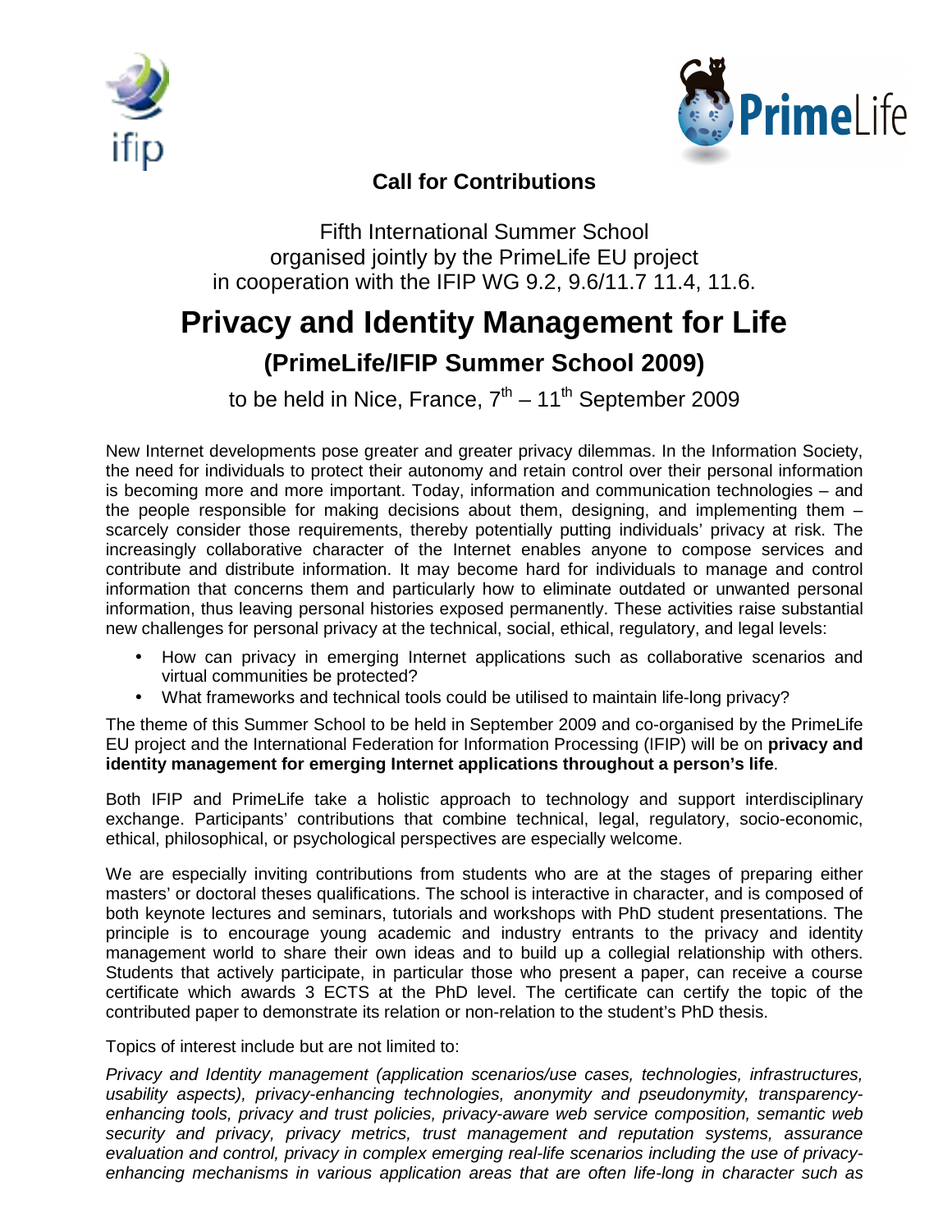**Call for Contributions**

Fifth International Summer School
organised jointly by the PrimeLife EU project
in cooperation with the IFIP WG 9.2, 9.6/11.7 11.4, 11.6.

# Privacy and Identity Management for Life

## (PrimeLife/IFIP Summer School 2009)

to be held in Nice, France, 7th – 11th September 2009

New Internet developments pose greater and greater privacy dilemmas. In the Information Society, the need for individuals to protect their autonomy and retain control over their personal information is becoming more and more important. Today, information and communication technologies – and the people responsible for making decisions about them, designing, and implementing them – scarcely consider those requirements, thereby potentially putting individuals' privacy at risk. The increasingly collaborative character of the Internet enables anyone to compose services and contribute and distribute information. It may become hard for individuals to manage and control information that concerns them and particularly how to eliminate outdated or unwanted personal information, thus leaving personal histories exposed permanently. These activities raise substantial new challenges for personal privacy at the technical, social, ethical, regulatory, and legal levels:

- How can privacy in emerging Internet applications such as collaborative scenarios and virtual communities be protected?
- What frameworks and technical tools could be utilised to maintain life-long privacy?

The theme of this Summer School to be held in September 2009 and co-organised by the PrimeLife EU project and the International Federation for Information Processing (IFIP) will be on **privacy and identity management for emerging Internet applications throughout a person's life**.

Both IFIP and PrimeLife take a holistic approach to technology and support interdisciplinary exchange. Participants' contributions that combine technical, legal, regulatory, socio-economic, ethical, philosophical, or psychological perspectives are especially welcome.

We are especially inviting contributions from students who are at the stages of preparing either masters' or doctoral theses qualifications. The school is interactive in character, and is composed of both keynote lectures and seminars, tutorials and workshops with PhD student presentations. The principle is to encourage young academic and industry entrants to the privacy and identity management world to share their own ideas and to build up a collegial relationship with others. Students that actively participate, in particular those who present a paper, can receive a course certificate which awards 3 ECTS at the PhD level. The certificate can certify the topic of the contributed paper to demonstrate its relation or non-relation to the student's PhD thesis.

Topics of interest include but are not limited to:

*Privacy and Identity management (application scenarios/use cases, technologies, infrastructures, usability aspects), privacy-enhancing technologies, anonymity and pseudonymity, transparency-enhancing tools, privacy and trust policies, privacy-aware web service composition, semantic web security and privacy, privacy metrics, trust management and reputation systems, assurance evaluation and control, privacy in complex emerging real-life scenarios including the use of privacy-enhancing mechanisms in various application areas that are often life-long in character such as*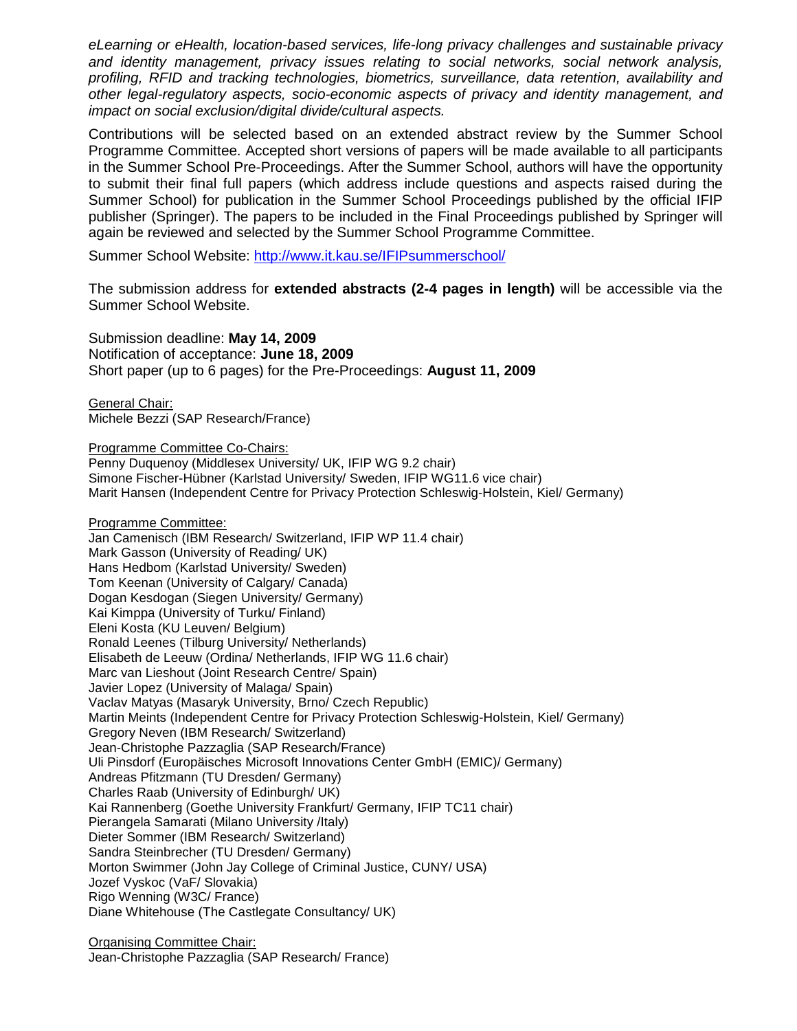*eLearning or eHealth, location-based services, life-long privacy challenges and sustainable privacy and identity management, privacy issues relating to social networks, social network analysis, profiling, RFID and tracking technologies, biometrics, surveillance, data retention, availability and other legal-regulatory aspects, socio-economic aspects of privacy and identity management, and impact on social exclusion/digital divide/cultural aspects.*

Contributions will be selected based on an extended abstract review by the Summer School Programme Committee. Accepted short versions of papers will be made available to all participants in the Summer School Pre-Proceedings. After the Summer School, authors will have the opportunity to submit their final full papers (which address include questions and aspects raised during the Summer School) for publication in the Summer School Proceedings published by the official IFIP publisher (Springer). The papers to be included in the Final Proceedings published by Springer will again be reviewed and selected by the Summer School Programme Committee.

Summer School Website: [http://www.it.kau.se/IFIPsummerschool/](http://www.it.kau.se/IFIPsummerschool/)

The submission address for **extended abstracts (2-4 pages in length)** will be accessible via the Summer School Website.

Submission deadline: **May 14, 2009**
Notification of acceptance: **June 18, 2009**
Short paper (up to 6 pages) for the Pre-Proceedings: **August 11, 2009**

General Chair:
Michele Bezzi (SAP Research/France)

Programme Committee Co-Chairs:
Penny Duquenoy (Middlesex University/ UK, IFIP WG 9.2 chair)
Simone Fischer-Hübner (Karlstad University/ Sweden, IFIP WG11.6 vice chair)
Marit Hansen (Independent Centre for Privacy Protection Schleswig-Holstein, Kiel/ Germany)

Programme Committee:
Jan Camenisch (IBM Research/ Switzerland, IFIP WP 11.4 chair)
Mark Gasson (University of Reading/ UK)
Hans Hedbom (Karlstad University/ Sweden)
Tom Keenan (University of Calgary/ Canada)
Dogan Kesdogan (Siegen University/ Germany)
Kai Kimppa (University of Turku/ Finland)
Eleni Kosta (KU Leuven/ Belgium)
Ronald Leenes (Tilburg University/ Netherlands)
Elisabeth de Leeuw (Ordina/ Netherlands, IFIP WG 11.6 chair)
Marc van Lieshout (Joint Research Centre/ Spain)
Javier Lopez (University of Malaga/ Spain)
Vaclav Matyas (Masaryk University, Brno/ Czech Republic)
Martin Meints (Independent Centre for Privacy Protection Schleswig-Holstein, Kiel/ Germany)
Gregory Neven (IBM Research/ Switzerland)
Jean-Christophe Pazzaglia (SAP Research/France)
Uli Pinsdorf (Europäisches Microsoft Innovations Center GmbH (EMIC)/ Germany)
Andreas Pfitzmann (TU Dresden/ Germany)
Charles Raab (University of Edinburgh/ UK)
Kai Rannenberg (Goethe University Frankfurt/ Germany, IFIP TC11 chair)
Pierangela Samarati (Milano University /Italy)
Dieter Sommer (IBM Research/ Switzerland)
Sandra Steinbrecher (TU Dresden/ Germany)
Morton Swimmer (John Jay College of Criminal Justice, CUNY/ USA)
Jozef Vyskoc (VaF/ Slovakia)
Rigo Wenning (W3C/ France)
Diane Whitehouse (The Castlegate Consultancy/ UK)

Organising Committee Chair:
Jean-Christophe Pazzaglia (SAP Research/ France)